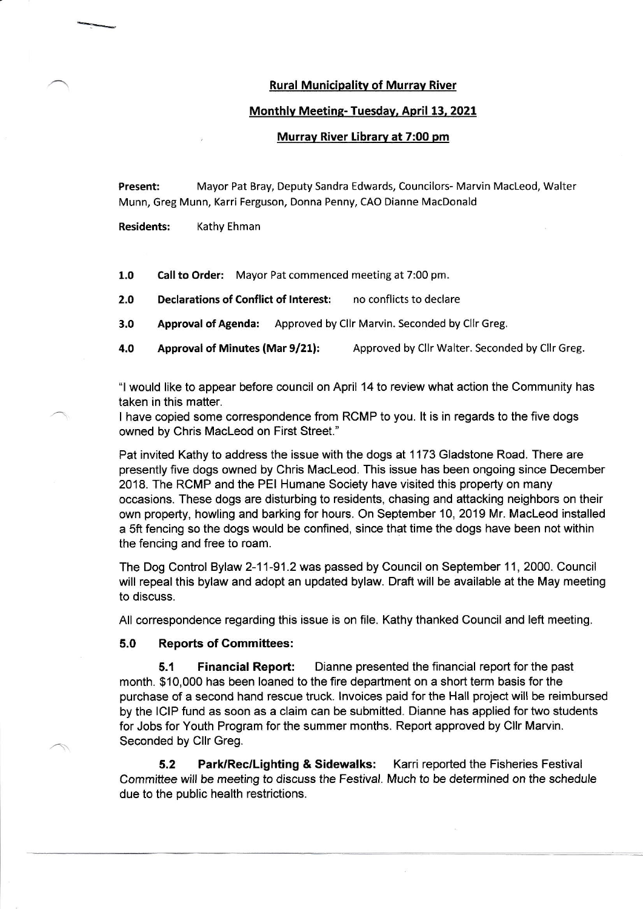**Rural Municipality of Murray River**

**Monthly Meeting- Tuesday, April 13, 2021**

**Murray River Library at 7:00 pm**

**Present:** Mayor Pat Bray, Deputy Sandra Edwards, Councilors- Marvin MacLeod, Walter Munn, Greg Munn, Karri Ferguson, Donna Penny, CAO Dianne MacDonald

**Residents:** Kathy Ehman

**1.0 Call to Order:** Mayor Pat commenced meeting at 7:00 pm.

**2.0 Declarations of Conflict of Interest:** no conflicts to declare

**3.0 Approval of Agenda:** Approved by Cllr Marvin. Seconded by Cllr Greg.

**4.0 Approval of Minutes (Mar 9/21):** Approved by Cllr Walter. Seconded by Cllr Greg.

"I would like to appear before council on April 14 to review what action the Community has taken in this matter.
I have copied some correspondence from RCMP to you. It is in regards to the five dogs owned by Chris MacLeod on First Street."

Pat invited Kathy to address the issue with the dogs at 1173 Gladstone Road. There are presently five dogs owned by Chris MacLeod. This issue has been ongoing since December 2018. The RCMP and the PEI Humane Society have visited this property on many occasions. These dogs are disturbing to residents, chasing and attacking neighbors on their own property, howling and barking for hours. On September 10, 2019 Mr. MacLeod installed a 5ft fencing so the dogs would be confined, since that time the dogs have been not within the fencing and free to roam.

The Dog Control Bylaw 2-11-91.2 was passed by Council on September 11, 2000. Council will repeal this bylaw and adopt an updated bylaw. Draft will be available at the May meeting to discuss.

All correspondence regarding this issue is on file. Kathy thanked Council and left meeting.

**5.0 Reports of Committees:**

**5.1 Financial Report:** Dianne presented the financial report for the past month. $10,000 has been loaned to the fire department on a short term basis for the purchase of a second hand rescue truck. Invoices paid for the Hall project will be reimbursed by the ICIP fund as soon as a claim can be submitted. Dianne has applied for two students for Jobs for Youth Program for the summer months. Report approved by Cllr Marvin. Seconded by Cllr Greg.

**5.2 Park/Rec/Lighting & Sidewalks:** Karri reported the Fisheries Festival Committee will be meeting to discuss the Festival. Much to be determined on the schedule due to the public health restrictions.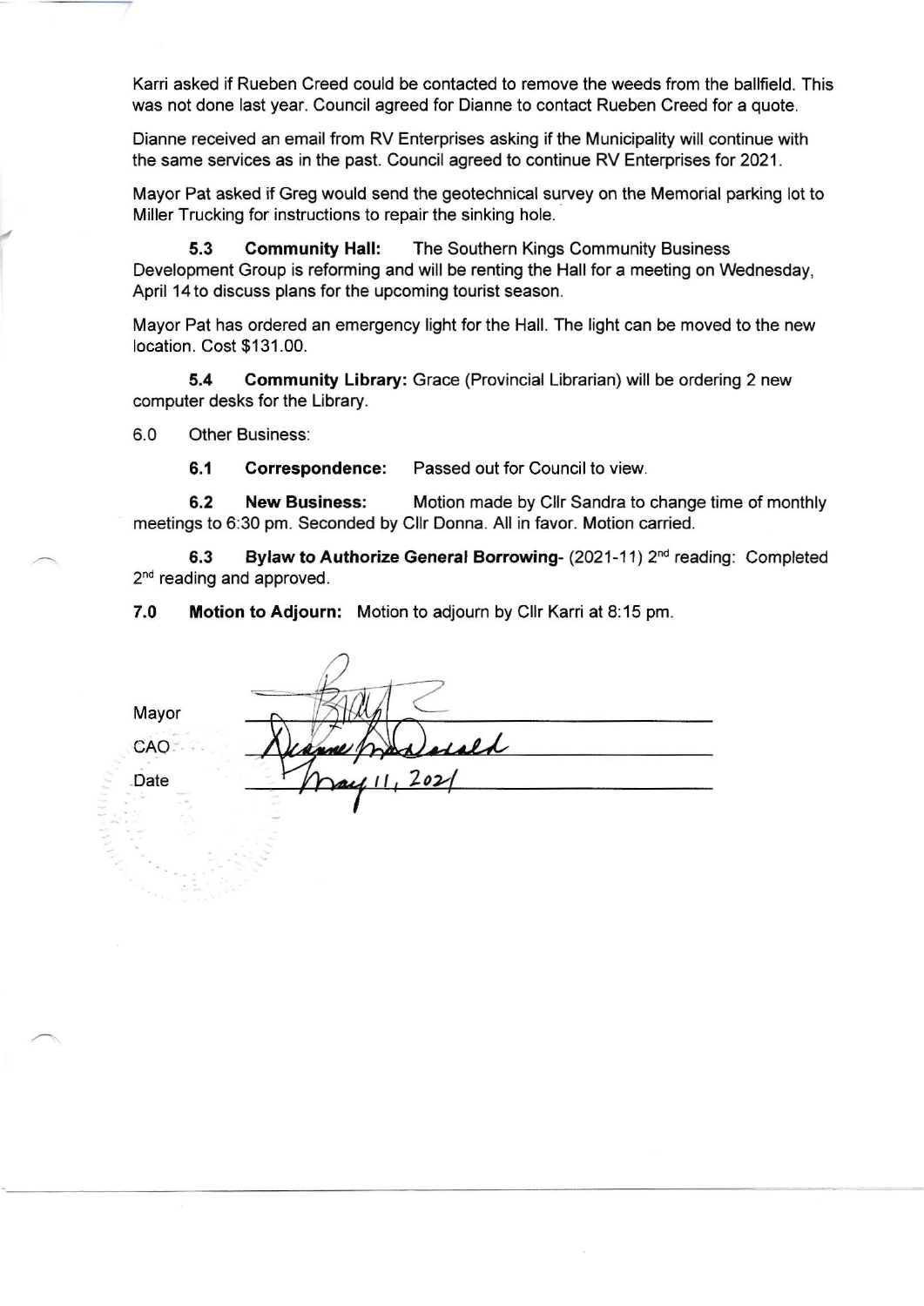Karri asked if Rueben Creed could be contacted to remove the weeds from the ballfield. This was not done last year. Council agreed for Dianne to contact Rueben Creed for a quote.

Dianne received an email from RV Enterprises asking if the Municipality will continue with the same services as in the past. Council agreed to continue RV Enterprises for 2021.

Mayor Pat asked if Greg would send the geotechnical survey on the Memorial parking lot to Miller Trucking for instructions to repair the sinking hole.

**5.3 Community Hall:** The Southern Kings Community Business Development Group is reforming and will be renting the Hall for a meeting on Wednesday, April 14 to discuss plans for the upcoming tourist season.

Mayor Pat has ordered an emergency light for the Hall. The light can be moved to the new location. Cost $131.00.

**5.4 Community Library:** Grace (Provincial Librarian) will be ordering 2 new computer desks for the Library.

6.0 Other Business:

**6.1 Correspondence:** Passed out for Council to view.

**6.2 New Business:** Motion made by Cllr Sandra to change time of monthly meetings to 6:30 pm. Seconded by Cllr Donna. All in favor. Motion carried.

**6.3 Bylaw to Authorize General Borrowing**- (2021-11) 2nd reading: Completed 2nd reading and approved.

**7.0 Motion to Adjourn:** Motion to adjourn by Cllr Karri at 8:15 pm.

Mayor ______________________

CAO Dianne MacDonald

Date May 11, 2021